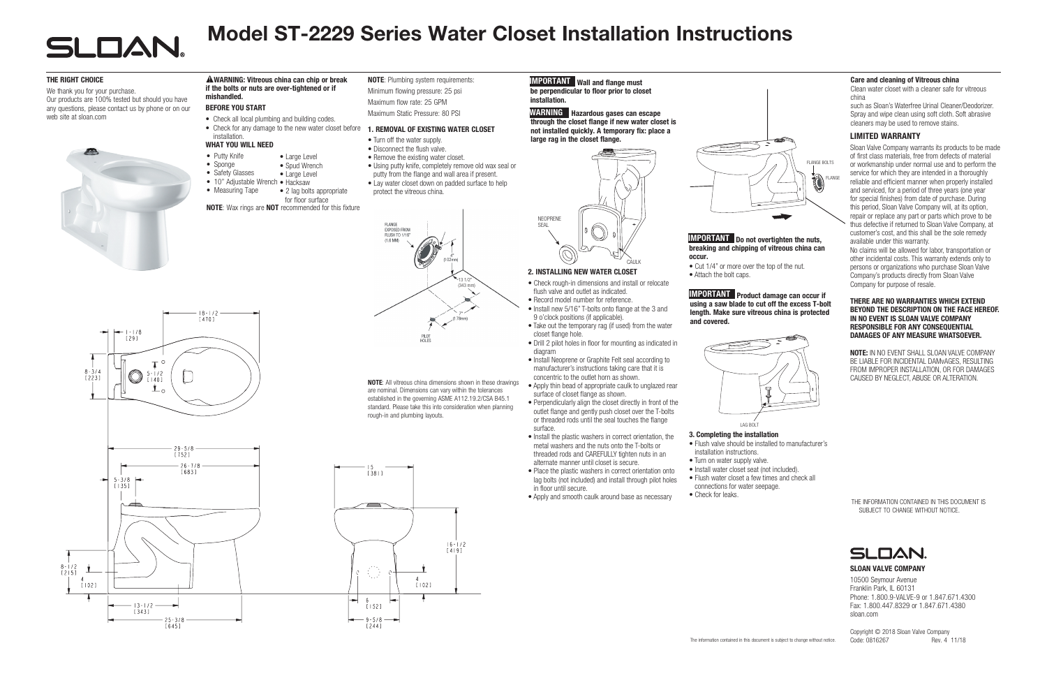# Model ST-2229 Series Water Closet Installation Instructions

### THE RIGHT CHOICE

We thank you for your purchase.
Our products are 100% tested but should you have any questions, please contact us by phone or on our web site at sloan.com

**⚠WARNING: Vitreous china can chip or break if the bolts or nuts are over-tightened or if mishandled.**

### BEFORE YOU START

- Check all local plumbing and building codes.
- Check for any damage to the new water closet before installation.

### WHAT YOU WILL NEED

- Putty Knife
- Sponge
- Safety Glasses
- 10" Adjustable Wrench
- Measuring Tape
- Large Level
- Spud Wrench
- Large Level
- Hacksaw
- 2 lag bolts appropriate for floor surface

**NOTE**: Wax rings are **NOT** recommended for this fixture

**NOTE**: Plumbing system requirements:

Minimum flowing pressure: 25 psi

Maximum flow rate: 25 GPM

Maximum Static Pressure: 80 PSI

### 1. REMOVAL OF EXISTING WATER CLOSET

- Turn off the water supply.
- Disconnect the flush valve.
- Remove the existing water closet.
- Using putty knife, completely remove old wax seal or putty from the flange and wall area if present.
- Lay water closet down on padded surface to help protect the vitreous china.

FLANGE EXPOSED FROM FLUSH TO 1/16" (1.6 MM)

4" [102mm]

13 1/2" (343 mm)

7" (178mm)

PILOT HOLES

**NOTE**: All vitreous china dimensions shown in these drawings are nominal. Dimensions can vary within the tolerances established in the governing ASME A112.19.2/CSA B45.1 standard. Please take this into consideration when planning rough-in and plumbing layouts.

18-1/2 [470]

1-1/8 [29]

8-3/4 [223]

5-1/2 [140]

29-5/8 [752]

26-7/8 [683]

5-3/8 [135]

8-1/2 [215]

4 [102]

13-1/2 [343]

25-3/8 [645]

15 [381]

16-1/2 [419]

4 [102]

6 [152]

9-5/8 [244]

**IMPORTANT** **Wall and flange must be perpendicular to floor prior to closet installation.**

**WARNING** **Hazardous gases can escape through the closet flange if new water closet is not installed quickly. A temporary fix: place a large rag in the closet flange.**

NEOPRENE SEAL

CAULK

### 2. INSTALLING NEW WATER CLOSET

- Check rough-in dimensions and install or relocate flush valve and outlet as indicated.
- Record model number for reference.
- Install new 5/16" T-bolts onto flange at the 3 and 9 o'clock positions (if applicable).
- Take out the temporary rag (if used) from the water closet flange hole.
- Drill 2 pilot holes in floor for mounting as indicated in diagram
- Install Neoprene or Graphite Felt seal according to manufacturer's instructions taking care that it is concentric to the outlet horn as shown.
- Apply thin bead of appropriate caulk to unglazed rear surface of closet flange as shown.
- Perpendicularly align the closet directly in front of the outlet flange and gently push closet over the T-bolts or threaded rods until the seal touches the flange surface.
- Install the plastic washers in correct orientation, the metal washers and the nuts onto the T-bolts or threaded rods and CAREFULLY tighten nuts in an alternate manner until closet is secure.
- Place the plastic washers in correct orientation onto lag bolts (not included) and install through pilot holes in floor until secure.
- Apply and smooth caulk around base as necessary

FLANGE BOLTS

FLANGE

**IMPORTANT** **Do not overtighten the nuts, breaking and chipping of vitreous china can occur.**

- Cut 1/4" or more over the top of the nut.
- Attach the bolt caps.

**IMPORTANT** **Product damage can occur if using a saw blade to cut off the excess T-bolt length. Make sure vitreous china is protected and covered.**

LAG BOLT

### 3. Completing the installation

- Flush valve should be installed to manufacturer's installation instructions.
- Turn on water supply valve.
- Install water closet seat (not included).
- Flush water closet a few times and check all connections for water seepage.
- Check for leaks.

### Care and cleaning of Vitreous china

Clean water closet with a cleaner safe for vitreous china

such as Sloan's Waterfree Urinal Cleaner/Deodorizer. Spray and wipe clean using soft cloth. Soft abrasive cleaners may be used to remove stains.

### LIMITED WARRANTY

Sloan Valve Company warrants its products to be made of first class materials, free from defects of material or workmanship under normal use and to perform the service for which they are intended in a thoroughly reliable and efficient manner when properly installed and serviced, for a period of three years (one year for special finishes) from date of purchase. During this period, Sloan Valve Company will, at its option, repair or replace any part or parts which prove to be thus defective if returned to Sloan Valve Company, at customer's cost, and this shall be the sole remedy available under this warranty.
No claims will be allowed for labor, transportation or other incidental costs. This warranty extends only to persons or organizations who purchase Sloan Valve Company's products directly from Sloan Valve Company for purpose of resale.

**THERE ARE NO WARRANTIES WHICH EXTEND BEYOND THE DESCRIPTION ON THE FACE HEREOF. IN NO EVENT IS SLOAN VALVE COMPANY RESPONSIBLE FOR ANY CONSEQUENTIAL DAMAGES OF ANY MEASURE WHATSOEVER.**

**NOTE:** IN NO EVENT SHALL SLOAN VALVE COMPANY BE LIABLE FOR INCIDENTAL DAMvAGES, RESULTING FROM IMPROPER INSTALLATION, OR FOR DAMAGES CAUSED BY NEGLECT, ABUSE OR ALTERATION.

THE INFORMATION CONTAINED IN THIS DOCUMENT IS SUBJECT TO CHANGE WITHOUT NOTICE.

**SLOAN VALVE COMPANY**

10500 Seymour Avenue
Franklin Park, IL 60131
Phone: 1.800.9-VALVE-9 or 1.847.671.4300
Fax: 1.800.447.8329 or 1.847.671.4380
sloan.com

Copyright © 2018 Sloan Valve Company
Code: 0816267 Rev. 4 11/18

The information contained in this document is subject to change without notice.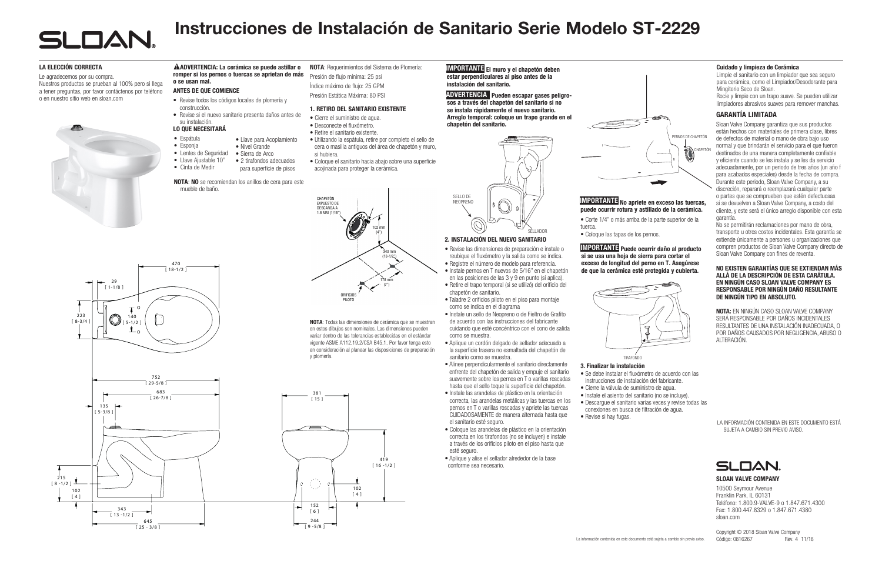# Instrucciones de Instalación de Sanitario Serie Modelo ST-2229

### LA ELECCIÓN CORRECTA

Le agradecemos por su compra.
Nuestros productos se prueban al 100% pero si llega a tener preguntas, por favor contáctenos por teléfono o en nuestro sitio web en sloan.com

470 [ 18-1/2 ]
29 [ 1-1/8 ]
223 [ 8-3/4 ]
140 [ 5-1/2 ]
752 [ 29-5/8 ]
683 [ 26-7/8 ]
135 [ 5-3/8 ]
215 [ 8 -1/2 ]
102 [ 4 ]
343 [ 13 -1/2 ]
645 [ 25 - 3/8 ]

⚠**ADVERTENCIA: La cerámica se puede astillar o romper si los pernos o tuercas se aprietan de más o se usan mal.**

### ANTES DE QUE COMIENCE

- Revise todos los códigos locales de plomería y construcción.
- Revise si el nuevo sanitario presenta daños antes de su instalación.

### LO QUE NECESITARÁ

- Espátula
- Esponja
- Lentes de Seguridad
- Llave Ajustable 10"
- Cinta de Medir
- Llave para Acoplamiento
- Nivel Grande
- Sierra de Arco
- 2 tirafondos adecuados para superficie de pisos

**NOTA**: **NO** se recomiendan los anillos de cera para este mueble de baño.

**NOTA**: Requerimientos del Sistema de Plomería:

Presión de flujo mínima: 25 psi

Índice máximo de flujo: 25 GPM

Presión Estática Máxima: 80 PSI

### 1. RETIRO DEL SANITARIO EXISTENTE

- Cierre el suministro de agua.
- Desconecte el fluxómetro.
- Retire el sanitario existente.
- Utilizando la espátula, retire por completo el sello de cera o masilla antiguos del área de chapetón y muro, si hubiera.
- Coloque el sanitario hacia abajo sobre una superficie acojinada para proteger la cerámica.

CHAPETÓN EXPUESTO DE DESCARGA A 1.6 MM (1/16")
102 mm (4")
343 mm (13-1/2")
178 mm (7")
ORIFICIOS PILOTO

**NOTA**: Todas las dimensiones de cerámica que se muestran en estos dibujos son nominales. Las dimensiones pueden variar dentro de las tolerancias establecidas en el estándar vigente ASME A112.19.2/CSA B45.1. Por favor tenga esto en consideración al planear las disposiciones de preparación y plomería.

381 [ 15 ]
419 [ 16 -1/2 ]
102 [ 4 ]
152 [ 6 ]
244 [ 9 -5/8 ]

**IMPORTANTE El muro y el chapetón deben estar perpendiculares al piso antes de la instalación del sanitario.**

**ADVERTENCIA Pueden escapar gases peligrosos a través del chapetón del sanitario si no se instala rápidamente el nuevo sanitario. Arreglo temporal: coloque un trapo grande en el chapetón del sanitario.**

SELLO DE NEOPRENO
SELLADOR

### 2. INSTALACIÓN DEL NUEVO SANITARIO

- Revise las dimensiones de preparación e instale o reubique el fluxómetro y la salida como se indica.
- Registre el número de modelo para referencia.
- Instale pernos en T nuevos de 5/16" en el chapetón en las posiciones de las 3 y 9 en punto (si aplica).
- Retire el trapo temporal (si se utilizó) del orificio del chapetón de sanitario.
- Taladre 2 orificios piloto en el piso para montaje como se indica en el diagrama
- Instale un sello de Neopreno o de Fieltro de Grafito de acuerdo con las instrucciones del fabricante cuidando que esté concéntrico con el cono de salida como se muestra.
- Aplique un cordón delgado de sellador adecuado a la superficie trasera no esmaltada del chapetón de sanitario como se muestra.
- Alinee perpendicularmente el sanitario directamente enfrente del chapetón de salida y empuje el sanitario suavemente sobre los pernos en T o varillas roscadas hasta que el sello toque la superficie del chapetón.
- Instale las arandelas de plástico en la orientación correcta, las arandelas metálicas y las tuercas en los pernos en T o varillas roscadas y apriete las tuercas CUIDADOSAMENTE de manera alternada hasta que el sanitario esté seguro.
- Coloque las arandelas de plástico en la orientación correcta en los tirafondos (no se incluyen) e instale a través de los orificios piloto en el piso hasta que esté seguro.
- Aplique y alise el sellador alrededor de la base conforme sea necesario.

PERNOS DE CHAPETÓN
CHAPETÓN

**IMPORTANTE No apriete en exceso las tuercas, puede ocurrir rotura y astillado de la cerámica.**

- Corte 1/4" o más arriba de la parte superior de la tuerca.
- Coloque las tapas de los pernos.

**IMPORTANTE Puede ocurrir daño al producto si se usa una hoja de sierra para cortar el exceso de longitud del perno en T. Asegúrese de que la cerámica esté protegida y cubierta.**

TIRAFONDO

### 3. Finalizar la instalación

- Se debe instalar el fluxómetro de acuerdo con las instrucciones de instalación del fabricante.
- Cierre la válvula de suministro de agua.
- Instale el asiento del sanitario (no se incluye).
- Descargue el sanitario varias veces y revise todas las conexiones en busca de filtración de agua.
- Revise si hay fugas.

### Cuidado y limpieza de Cerámica

Limpie el sanitario con un limpiador que sea seguro para cerámica, como el Limpiador/Desodorante para Mingitorio Seco de Sloan.
Rocíe y limpie con un trapo suave. Se pueden utilizar limpiadores abrasivos suaves para remover manchas.

### GARANTÍA LIMITADA

Sloan Valve Company garantiza que sus productos están hechos con materiales de primera clase, libres de defectos de material o mano de obra bajo uso normal y que brindarán el servicio para el que fueron destinados de una manera completamente confiable y eficiente cuando se les instala y se les da servicio adecuadamente, por un periodo de tres años (un año f para acabados especiales) desde la fecha de compra. Durante este periodo, Sloan Valve Company, a su discreción, reparará o reemplazará cualquier parte o partes que se comprueben que estén defectuosas si se devuelven a Sloan Valve Company, a costo del cliente, y este será el único arreglo disponible con esta garantía.
No se permitirán reclamaciones por mano de obra, transporte u otros costos incidentales. Esta garantía se extiende únicamente a personas u organizaciones que compren productos de Sloan Valve Company directo de Sloan Valve Company con fines de reventa.

**NO EXISTEN GARANTÍAS QUE SE EXTIENDAN MÁS ALLÁ DE LA DESCRIPCIÓN DE ESTA CARÁTULA. EN NINGÚN CASO SLOAN VALVE COMPANY ES RESPONSABLE POR NINGÚN DAÑO RESULTANTE DE NINGÚN TIPO EN ABSOLUTO.**

**NOTA:** EN NINGÚN CASO SLOAN VALVE COMPANY SERÁ RESPONSABLE POR DAÑOS INCIDENTALES RESULTANTES DE UNA INSTALACIÓN INADECUADA, O POR DAÑOS CAUSADOS POR NEGLIGENCIA, ABUSO O ALTERACIÓN.

LA INFORMACIÓN CONTENIDA EN ESTE DOCUMENTO ESTÁ SUJETA A CAMBIO SIN PREVIO AVISO.

**SLOAN VALVE COMPANY**

10500 Seymour Avenue
Franklin Park, IL 60131
Teléfono: 1.800.9-VALVE-9 o 1.847.671.4300
Fax: 1.800.447.8329 o 1.847.671.4380
sloan.com

La información contenida en este documento está sujeta a cambio sin previo aviso.

Copyright © 2018 Sloan Valve Company
Código: 0816267 Rev. 4 11/18